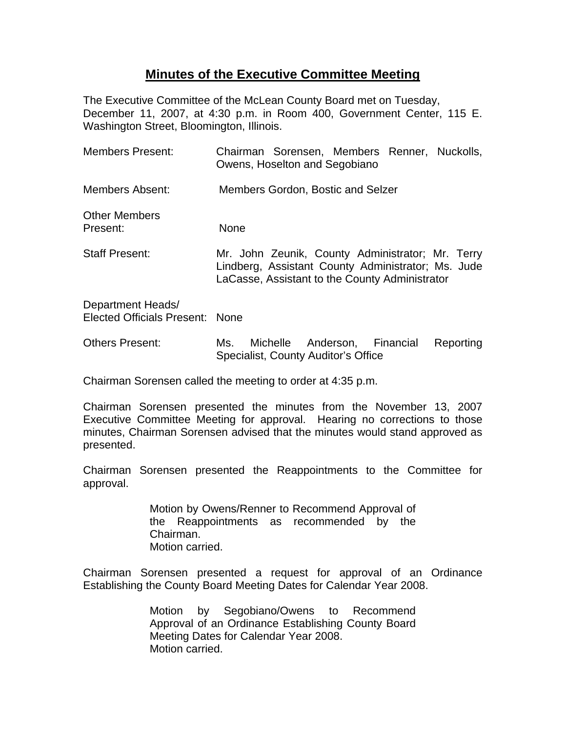# Minutes of the Executive Committee Meeting

The Executive Committee of the McLean County Board met on Tuesday, December 11, 2007, at 4:30 p.m. in Room 400, Government Center, 115 E. Washington Street, Bloomington, Illinois.

| | |
|---|---|
| Members Present: | Chairman Sorensen, Members Renner, Nuckolls, Owens, Hoselton and Segobiano |
| Members Absent: | Members Gordon, Bostic and Selzer |
| Other Members Present: | None |
| Staff Present: | Mr. John Zeunik, County Administrator; Mr. Terry Lindberg, Assistant County Administrator; Ms. Jude LaCasse, Assistant to the County Administrator |
| Department Heads/ Elected Officials Present: | None |
| Others Present: | Ms. Michelle Anderson, Financial Reporting Specialist, County Auditor's Office |

Chairman Sorensen called the meeting to order at 4:35 p.m.

Chairman Sorensen presented the minutes from the November 13, 2007 Executive Committee Meeting for approval. Hearing no corrections to those minutes, Chairman Sorensen advised that the minutes would stand approved as presented.

Chairman Sorensen presented the Reappointments to the Committee for approval.

> Motion by Owens/Renner to Recommend Approval of the Reappointments as recommended by the Chairman.
> Motion carried.

Chairman Sorensen presented a request for approval of an Ordinance Establishing the County Board Meeting Dates for Calendar Year 2008.

> Motion by Segobiano/Owens to Recommend Approval of an Ordinance Establishing County Board Meeting Dates for Calendar Year 2008.
> Motion carried.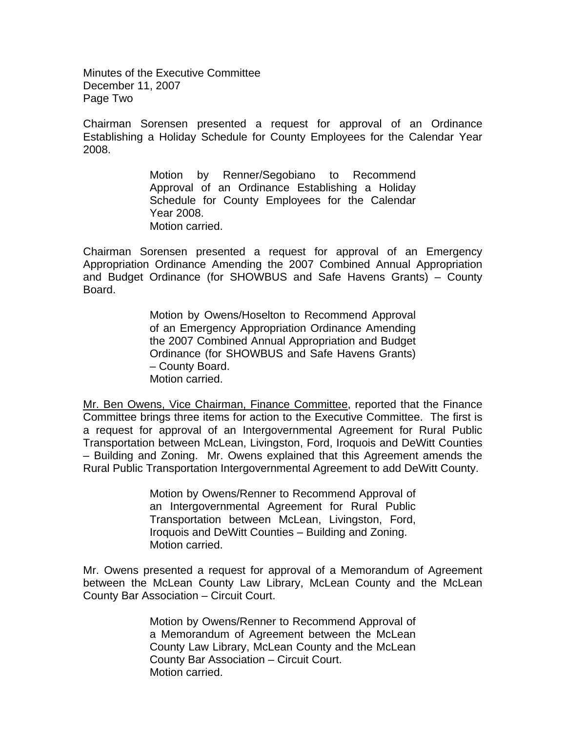Chairman Sorensen presented a request for approval of an Ordinance Establishing a Holiday Schedule for County Employees for the Calendar Year 2008.

> Motion by Renner/Segobiano to Recommend Approval of an Ordinance Establishing a Holiday Schedule for County Employees for the Calendar Year 2008.
> Motion carried.

Chairman Sorensen presented a request for approval of an Emergency Appropriation Ordinance Amending the 2007 Combined Annual Appropriation and Budget Ordinance (for SHOWBUS and Safe Havens Grants) – County Board.

> Motion by Owens/Hoselton to Recommend Approval of an Emergency Appropriation Ordinance Amending the 2007 Combined Annual Appropriation and Budget Ordinance (for SHOWBUS and Safe Havens Grants) – County Board.
> Motion carried.

<u>Mr. Ben Owens, Vice Chairman, Finance Committee</u>, reported that the Finance Committee brings three items for action to the Executive Committee. The first is a request for approval of an Intergovernmental Agreement for Rural Public Transportation between McLean, Livingston, Ford, Iroquois and DeWitt Counties – Building and Zoning. Mr. Owens explained that this Agreement amends the Rural Public Transportation Intergovernmental Agreement to add DeWitt County.

> Motion by Owens/Renner to Recommend Approval of an Intergovernmental Agreement for Rural Public Transportation between McLean, Livingston, Ford, Iroquois and DeWitt Counties – Building and Zoning.
> Motion carried.

Mr. Owens presented a request for approval of a Memorandum of Agreement between the McLean County Law Library, McLean County and the McLean County Bar Association – Circuit Court.

> Motion by Owens/Renner to Recommend Approval of a Memorandum of Agreement between the McLean County Law Library, McLean County and the McLean County Bar Association – Circuit Court.
> Motion carried.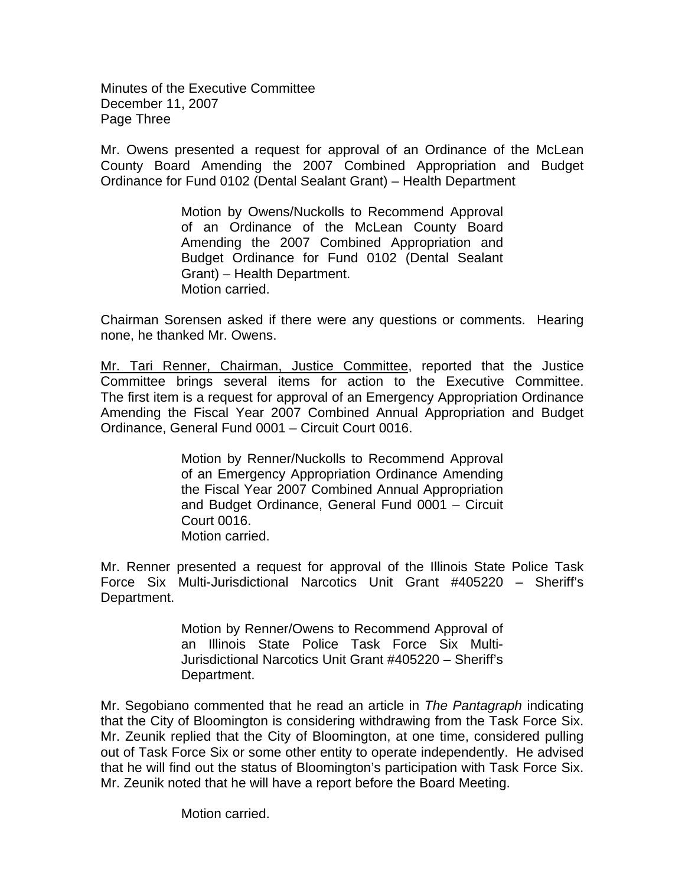Mr. Owens presented a request for approval of an Ordinance of the McLean County Board Amending the 2007 Combined Appropriation and Budget Ordinance for Fund 0102 (Dental Sealant Grant) – Health Department

> Motion by Owens/Nuckolls to Recommend Approval of an Ordinance of the McLean County Board Amending the 2007 Combined Appropriation and Budget Ordinance for Fund 0102 (Dental Sealant Grant) – Health Department.
> Motion carried.

Chairman Sorensen asked if there were any questions or comments. Hearing none, he thanked Mr. Owens.

Mr. Tari Renner, Chairman, Justice Committee, reported that the Justice Committee brings several items for action to the Executive Committee. The first item is a request for approval of an Emergency Appropriation Ordinance Amending the Fiscal Year 2007 Combined Annual Appropriation and Budget Ordinance, General Fund 0001 – Circuit Court 0016.

> Motion by Renner/Nuckolls to Recommend Approval of an Emergency Appropriation Ordinance Amending the Fiscal Year 2007 Combined Annual Appropriation and Budget Ordinance, General Fund 0001 – Circuit Court 0016.
> Motion carried.

Mr. Renner presented a request for approval of the Illinois State Police Task Force Six Multi-Jurisdictional Narcotics Unit Grant #405220 – Sheriff's Department.

> Motion by Renner/Owens to Recommend Approval of an Illinois State Police Task Force Six Multi-Jurisdictional Narcotics Unit Grant #405220 – Sheriff's Department.

Mr. Segobiano commented that he read an article in *The Pantagraph* indicating that the City of Bloomington is considering withdrawing from the Task Force Six. Mr. Zeunik replied that the City of Bloomington, at one time, considered pulling out of Task Force Six or some other entity to operate independently. He advised that he will find out the status of Bloomington's participation with Task Force Six. Mr. Zeunik noted that he will have a report before the Board Meeting.

> Motion carried.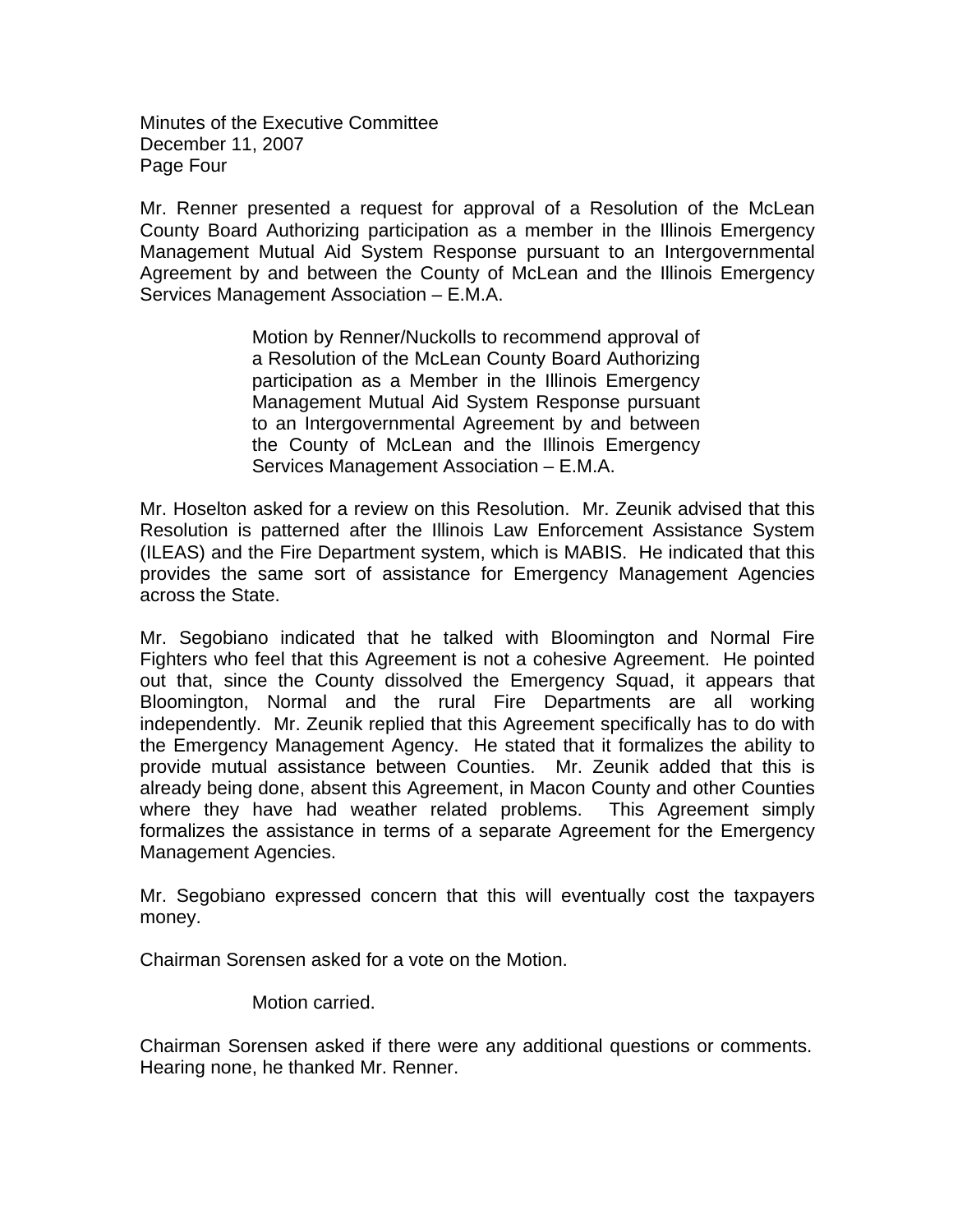Mr. Renner presented a request for approval of a Resolution of the McLean County Board Authorizing participation as a member in the Illinois Emergency Management Mutual Aid System Response pursuant to an Intergovernmental Agreement by and between the County of McLean and the Illinois Emergency Services Management Association – E.M.A.

> Motion by Renner/Nuckolls to recommend approval of a Resolution of the McLean County Board Authorizing participation as a Member in the Illinois Emergency Management Mutual Aid System Response pursuant to an Intergovernmental Agreement by and between the County of McLean and the Illinois Emergency Services Management Association – E.M.A.

Mr. Hoselton asked for a review on this Resolution. Mr. Zeunik advised that this Resolution is patterned after the Illinois Law Enforcement Assistance System (ILEAS) and the Fire Department system, which is MABIS. He indicated that this provides the same sort of assistance for Emergency Management Agencies across the State.

Mr. Segobiano indicated that he talked with Bloomington and Normal Fire Fighters who feel that this Agreement is not a cohesive Agreement. He pointed out that, since the County dissolved the Emergency Squad, it appears that Bloomington, Normal and the rural Fire Departments are all working independently. Mr. Zeunik replied that this Agreement specifically has to do with the Emergency Management Agency. He stated that it formalizes the ability to provide mutual assistance between Counties. Mr. Zeunik added that this is already being done, absent this Agreement, in Macon County and other Counties where they have had weather related problems. This Agreement simply formalizes the assistance in terms of a separate Agreement for the Emergency Management Agencies.

Mr. Segobiano expressed concern that this will eventually cost the taxpayers money.

Chairman Sorensen asked for a vote on the Motion.

> Motion carried.

Chairman Sorensen asked if there were any additional questions or comments. Hearing none, he thanked Mr. Renner.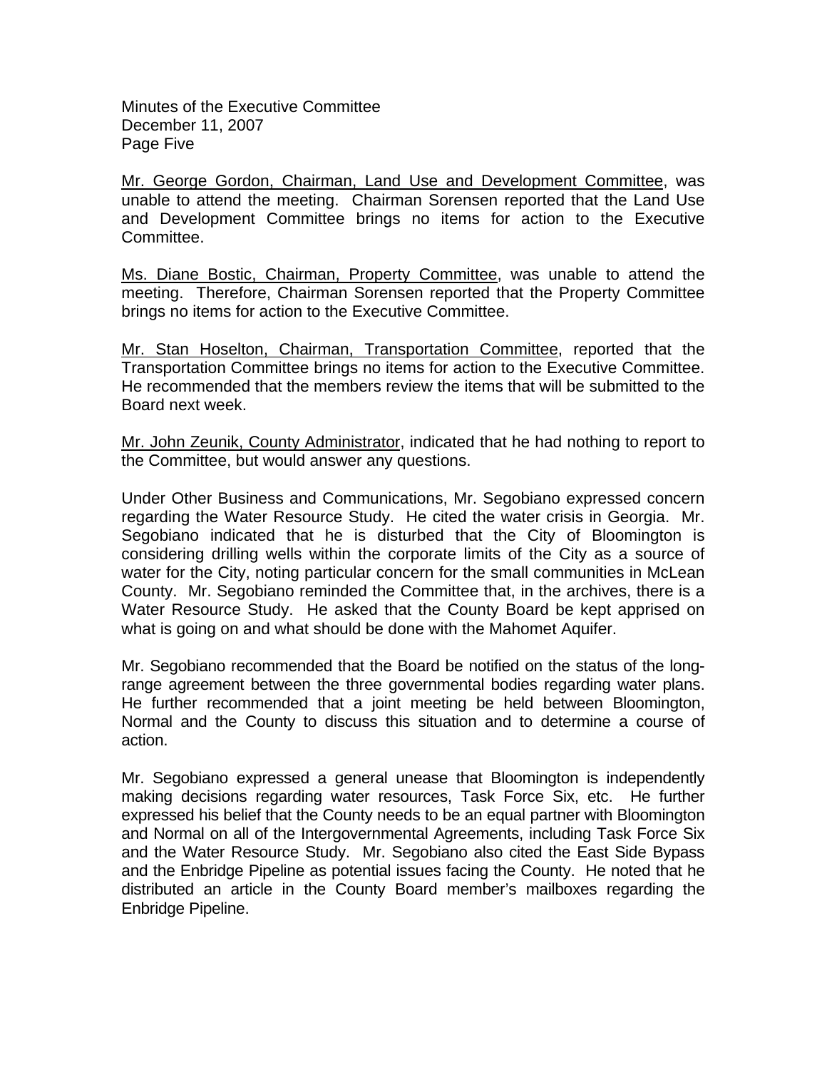Mr. George Gordon, Chairman, Land Use and Development Committee, was unable to attend the meeting. Chairman Sorensen reported that the Land Use and Development Committee brings no items for action to the Executive Committee.

Ms. Diane Bostic, Chairman, Property Committee, was unable to attend the meeting. Therefore, Chairman Sorensen reported that the Property Committee brings no items for action to the Executive Committee.

Mr. Stan Hoselton, Chairman, Transportation Committee, reported that the Transportation Committee brings no items for action to the Executive Committee. He recommended that the members review the items that will be submitted to the Board next week.

Mr. John Zeunik, County Administrator, indicated that he had nothing to report to the Committee, but would answer any questions.

Under Other Business and Communications, Mr. Segobiano expressed concern regarding the Water Resource Study. He cited the water crisis in Georgia. Mr. Segobiano indicated that he is disturbed that the City of Bloomington is considering drilling wells within the corporate limits of the City as a source of water for the City, noting particular concern for the small communities in McLean County. Mr. Segobiano reminded the Committee that, in the archives, there is a Water Resource Study. He asked that the County Board be kept apprised on what is going on and what should be done with the Mahomet Aquifer.

Mr. Segobiano recommended that the Board be notified on the status of the long-range agreement between the three governmental bodies regarding water plans. He further recommended that a joint meeting be held between Bloomington, Normal and the County to discuss this situation and to determine a course of action.

Mr. Segobiano expressed a general unease that Bloomington is independently making decisions regarding water resources, Task Force Six, etc. He further expressed his belief that the County needs to be an equal partner with Bloomington and Normal on all of the Intergovernmental Agreements, including Task Force Six and the Water Resource Study. Mr. Segobiano also cited the East Side Bypass and the Enbridge Pipeline as potential issues facing the County. He noted that he distributed an article in the County Board member's mailboxes regarding the Enbridge Pipeline.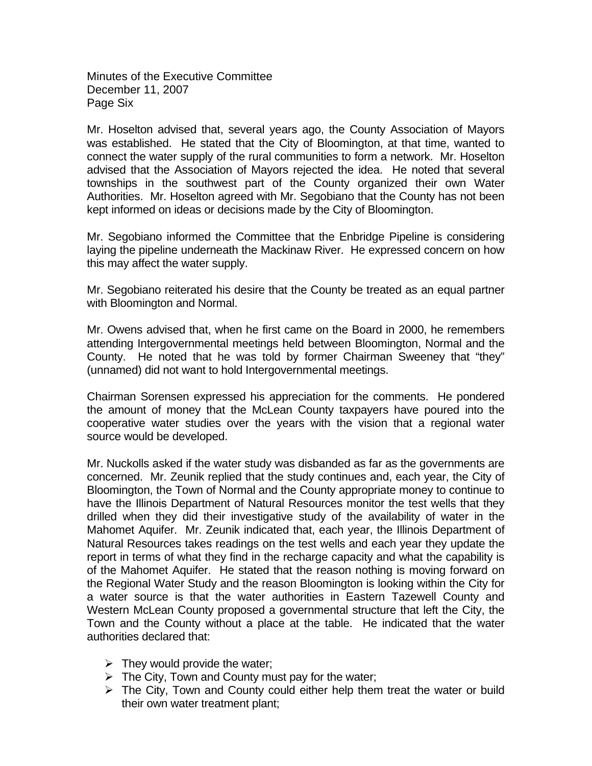Mr. Hoselton advised that, several years ago, the County Association of Mayors was established. He stated that the City of Bloomington, at that time, wanted to connect the water supply of the rural communities to form a network. Mr. Hoselton advised that the Association of Mayors rejected the idea. He noted that several townships in the southwest part of the County organized their own Water Authorities. Mr. Hoselton agreed with Mr. Segobiano that the County has not been kept informed on ideas or decisions made by the City of Bloomington.

Mr. Segobiano informed the Committee that the Enbridge Pipeline is considering laying the pipeline underneath the Mackinaw River. He expressed concern on how this may affect the water supply.

Mr. Segobiano reiterated his desire that the County be treated as an equal partner with Bloomington and Normal.

Mr. Owens advised that, when he first came on the Board in 2000, he remembers attending Intergovernmental meetings held between Bloomington, Normal and the County. He noted that he was told by former Chairman Sweeney that "they" (unnamed) did not want to hold Intergovernmental meetings.

Chairman Sorensen expressed his appreciation for the comments. He pondered the amount of money that the McLean County taxpayers have poured into the cooperative water studies over the years with the vision that a regional water source would be developed.

Mr. Nuckolls asked if the water study was disbanded as far as the governments are concerned. Mr. Zeunik replied that the study continues and, each year, the City of Bloomington, the Town of Normal and the County appropriate money to continue to have the Illinois Department of Natural Resources monitor the test wells that they drilled when they did their investigative study of the availability of water in the Mahomet Aquifer. Mr. Zeunik indicated that, each year, the Illinois Department of Natural Resources takes readings on the test wells and each year they update the report in terms of what they find in the recharge capacity and what the capability is of the Mahomet Aquifer. He stated that the reason nothing is moving forward on the Regional Water Study and the reason Bloomington is looking within the City for a water source is that the water authorities in Eastern Tazewell County and Western McLean County proposed a governmental structure that left the City, the Town and the County without a place at the table. He indicated that the water authorities declared that:

- They would provide the water;
- The City, Town and County must pay for the water;
- The City, Town and County could either help them treat the water or build their own water treatment plant;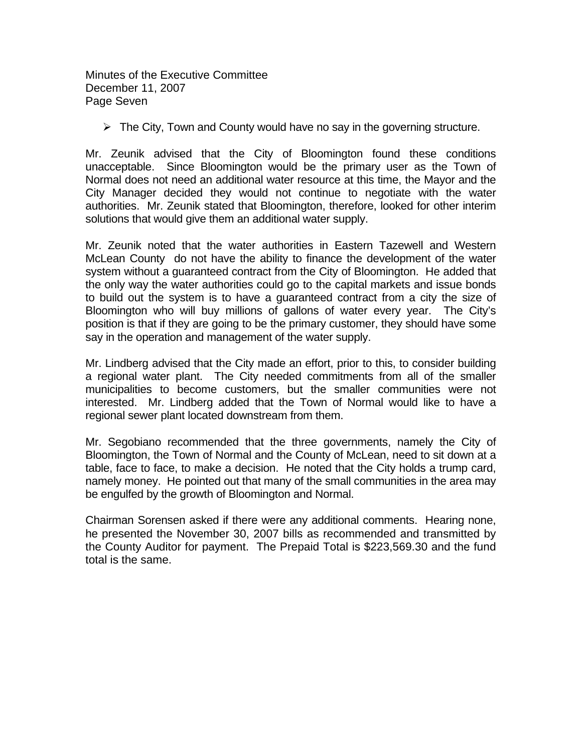- The City, Town and County would have no say in the governing structure.

Mr. Zeunik advised that the City of Bloomington found these conditions unacceptable. Since Bloomington would be the primary user as the Town of Normal does not need an additional water resource at this time, the Mayor and the City Manager decided they would not continue to negotiate with the water authorities. Mr. Zeunik stated that Bloomington, therefore, looked for other interim solutions that would give them an additional water supply.

Mr. Zeunik noted that the water authorities in Eastern Tazewell and Western McLean County do not have the ability to finance the development of the water system without a guaranteed contract from the City of Bloomington. He added that the only way the water authorities could go to the capital markets and issue bonds to build out the system is to have a guaranteed contract from a city the size of Bloomington who will buy millions of gallons of water every year. The City's position is that if they are going to be the primary customer, they should have some say in the operation and management of the water supply.

Mr. Lindberg advised that the City made an effort, prior to this, to consider building a regional water plant. The City needed commitments from all of the smaller municipalities to become customers, but the smaller communities were not interested. Mr. Lindberg added that the Town of Normal would like to have a regional sewer plant located downstream from them.

Mr. Segobiano recommended that the three governments, namely the City of Bloomington, the Town of Normal and the County of McLean, need to sit down at a table, face to face, to make a decision. He noted that the City holds a trump card, namely money. He pointed out that many of the small communities in the area may be engulfed by the growth of Bloomington and Normal.

Chairman Sorensen asked if there were any additional comments. Hearing none, he presented the November 30, 2007 bills as recommended and transmitted by the County Auditor for payment. The Prepaid Total is $223,569.30 and the fund total is the same.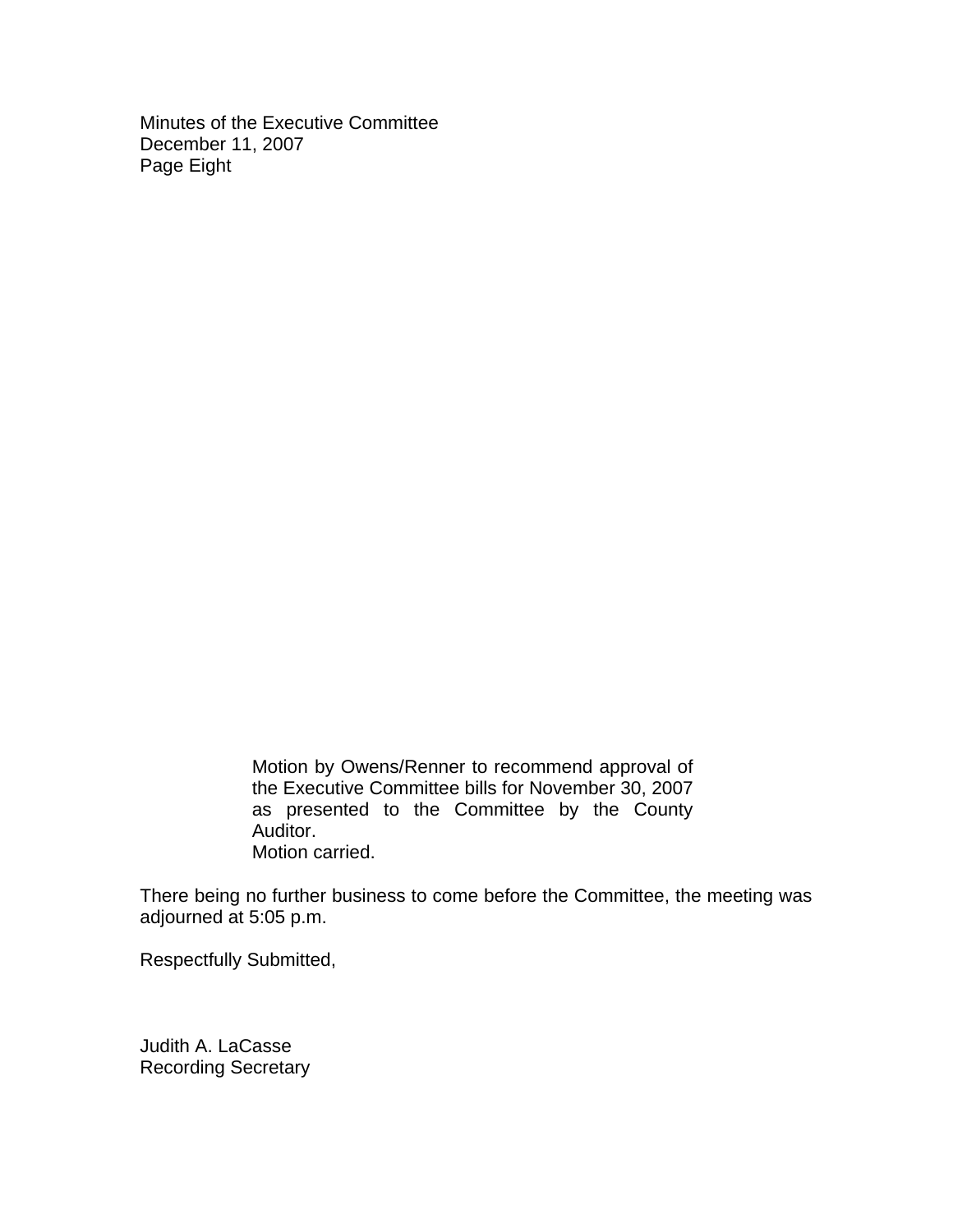Motion by Owens/Renner to recommend approval of the Executive Committee bills for November 30, 2007 as presented to the Committee by the County Auditor.
Motion carried.

There being no further business to come before the Committee, the meeting was adjourned at 5:05 p.m.

Respectfully Submitted,

Judith A. LaCasse
Recording Secretary